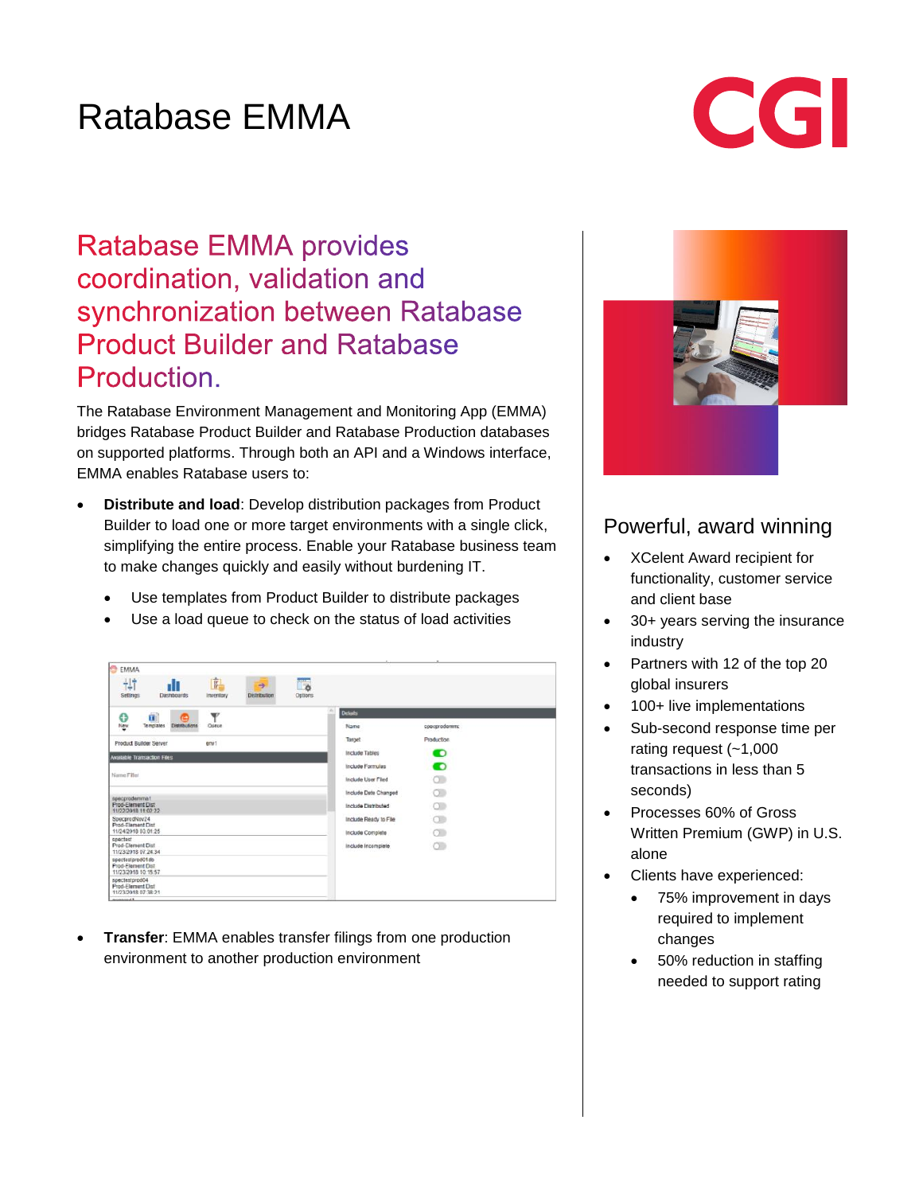# Ratabase EMMA

## Ratabase EMMA provides coordination, validation and synchronization between Ratabase Product Builder and Ratabase Production.

The Ratabase Environment Management and Monitoring App (EMMA) bridges Ratabase Product Builder and Ratabase Production databases on supported platforms. Through both an API and a Windows interface, EMMA enables Ratabase users to:

- **Distribute and load**: Develop distribution packages from Product Builder to load one or more target environments with a single click, simplifying the entire process. Enable your Ratabase business team to make changes quickly and easily without burdening IT.
  - Use templates from Product Builder to distribute packages
  - Use a load queue to check on the status of load activities
- **Transfer**: EMMA enables transfer filings from one production environment to another production environment

## Powerful, award winning

- XCelent Award recipient for functionality, customer service and client base
- 30+ years serving the insurance industry
- Partners with 12 of the top 20 global insurers
- 100+ live implementations
- Sub-second response time per rating request (~1,000 transactions in less than 5 seconds)
- Processes 60% of Gross Written Premium (GWP) in U.S. alone
- Clients have experienced:
  - 75% improvement in days required to implement changes
  - 50% reduction in staffing needed to support rating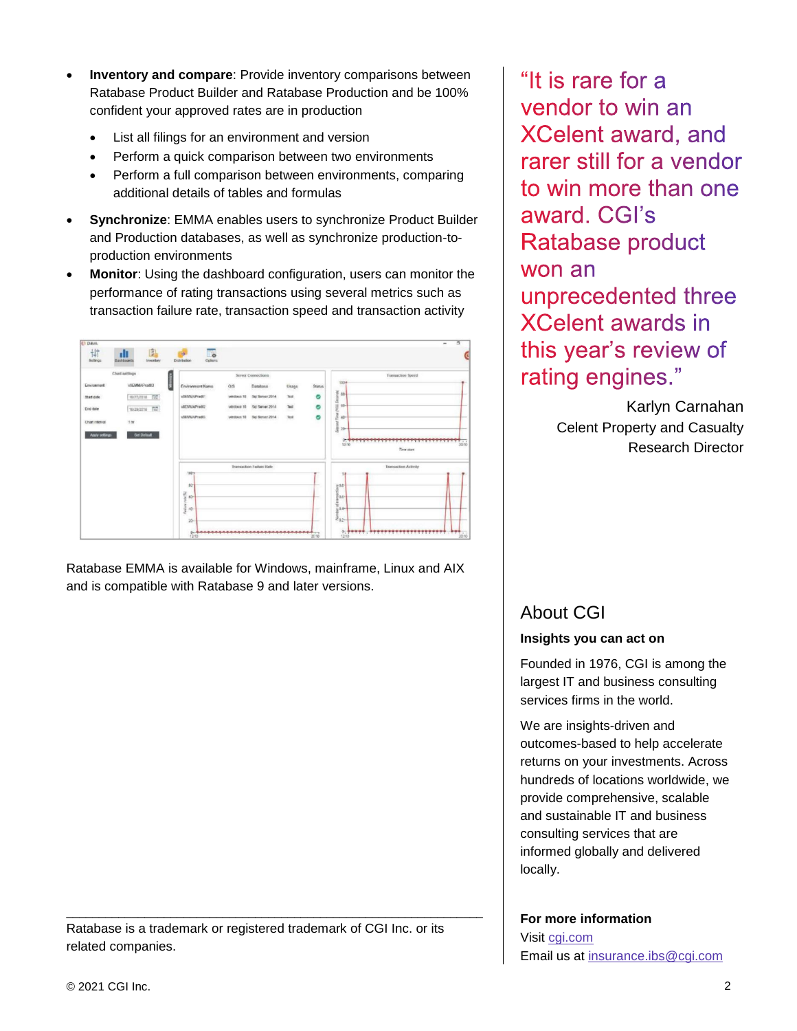- **Inventory and compare**: Provide inventory comparisons between Ratabase Product Builder and Ratabase Production and be 100% confident your approved rates are in production
  - List all filings for an environment and version
  - Perform a quick comparison between two environments
  - Perform a full comparison between environments, comparing additional details of tables and formulas
- **Synchronize**: EMMA enables users to synchronize Product Builder and Production databases, as well as synchronize production-to-production environments
- **Monitor**: Using the dashboard configuration, users can monitor the performance of rating transactions using several metrics such as transaction failure rate, transaction speed and transaction activity

Ratabase EMMA is available for Windows, mainframe, Linux and AIX and is compatible with Ratabase 9 and later versions.

"It is rare for a vendor to win an XCelent award, and rarer still for a vendor to win more than one award. CGI's Ratabase product won an unprecedented three XCelent awards in this year's review of rating engines."

Karlyn Carnahan
Celent Property and Casualty
Research Director

## About CGI

**Insights you can act on**

Founded in 1976, CGI is among the largest IT and business consulting services firms in the world.

We are insights-driven and outcomes-based to help accelerate returns on your investments. Across hundreds of locations worldwide, we provide comprehensive, scalable and sustainable IT and business consulting services that are informed globally and delivered locally.

**For more information**

Visit cgi.com
Email us at insurance.ibs@cgi.com

---

Ratabase is a trademark or registered trademark of CGI Inc. or its related companies.

© 2021 CGI Inc.